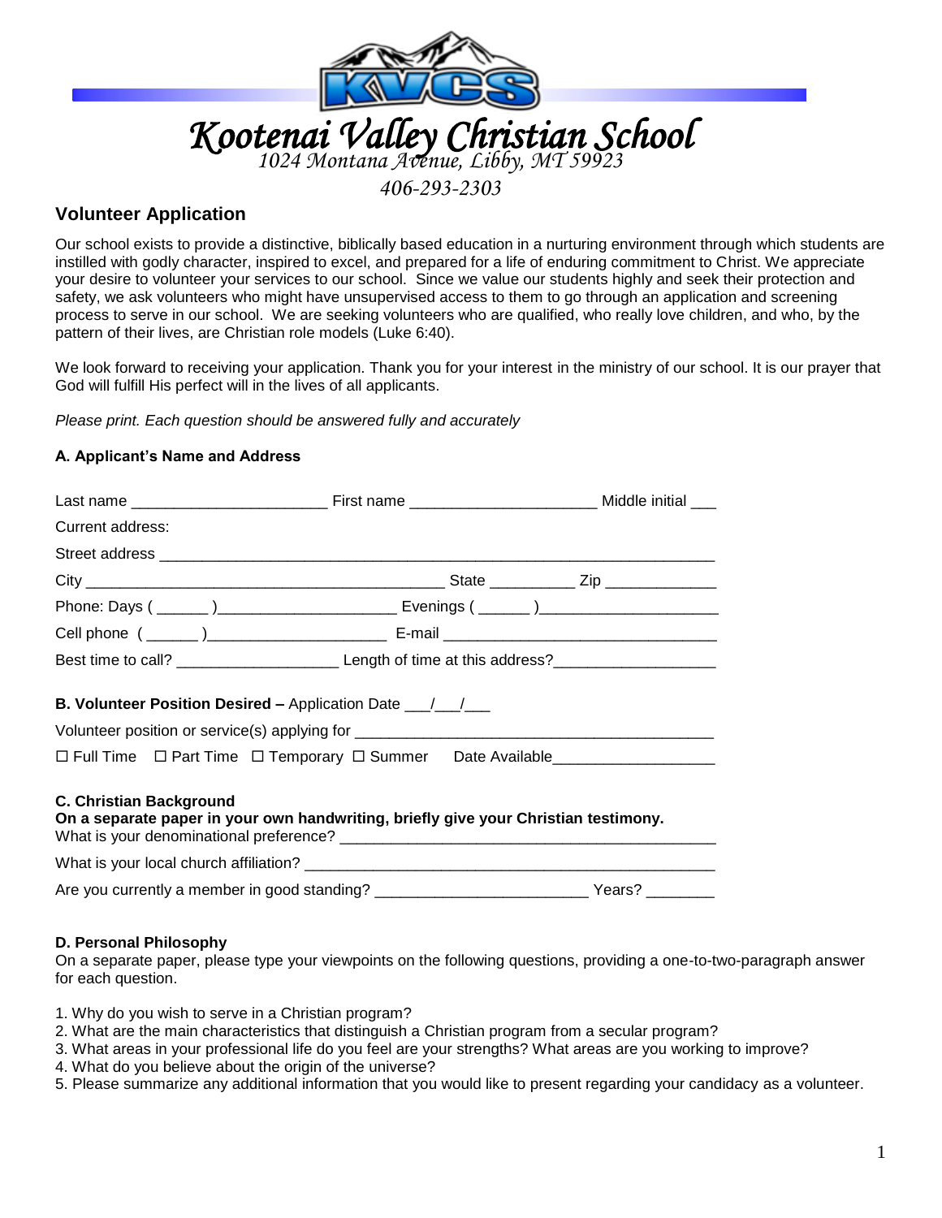# Kootenai Valley Christian School

1024 Montana Avenue, Libby, MT 59923

406-293-2303

## Volunteer Application

Our school exists to provide a distinctive, biblically based education in a nurturing environment through which students are instilled with godly character, inspired to excel, and prepared for a life of enduring commitment to Christ. We appreciate your desire to volunteer your services to our school. Since we value our students highly and seek their protection and safety, we ask volunteers who might have unsupervised access to them to go through an application and screening process to serve in our school. We are seeking volunteers who are qualified, who really love children, and who, by the pattern of their lives, are Christian role models (Luke 6:40).

We look forward to receiving your application. Thank you for your interest in the ministry of our school. It is our prayer that God will fulfill His perfect will in the lives of all applicants.

*Please print. Each question should be answered fully and accurately*

### A. Applicant's Name and Address

Last name ______________________ First name _____________________ Middle initial ___

Current address:

Street address ____________________________________________________________

City ________________________________________ State _________ Zip ____________

Phone: Days ( ______ )____________________ Evenings ( ______ )____________________

Cell phone ( ______ )____________________ E-mail _______________________________

Best time to call? __________________ Length of time at this address?__________________

### B. Volunteer Position Desired – Application Date ___/___/___

Volunteer position or service(s) applying for ________________________________________

☐ Full Time ☐ Part Time ☐ Temporary ☐ Summer Date Available__________________

### C. Christian Background

**On a separate paper in your own handwriting, briefly give your Christian testimony.**

What is your denominational preference? __________________________________________

What is your local church affiliation? _____________________________________________

Are you currently a member in good standing? _______________________ Years? ________

### D. Personal Philosophy

On a separate paper, please type your viewpoints on the following questions, providing a one-to-two-paragraph answer for each question.

1. Why do you wish to serve in a Christian program?
2. What are the main characteristics that distinguish a Christian program from a secular program?
3. What areas in your professional life do you feel are your strengths? What areas are you working to improve?
4. What do you believe about the origin of the universe?
5. Please summarize any additional information that you would like to present regarding your candidacy as a volunteer.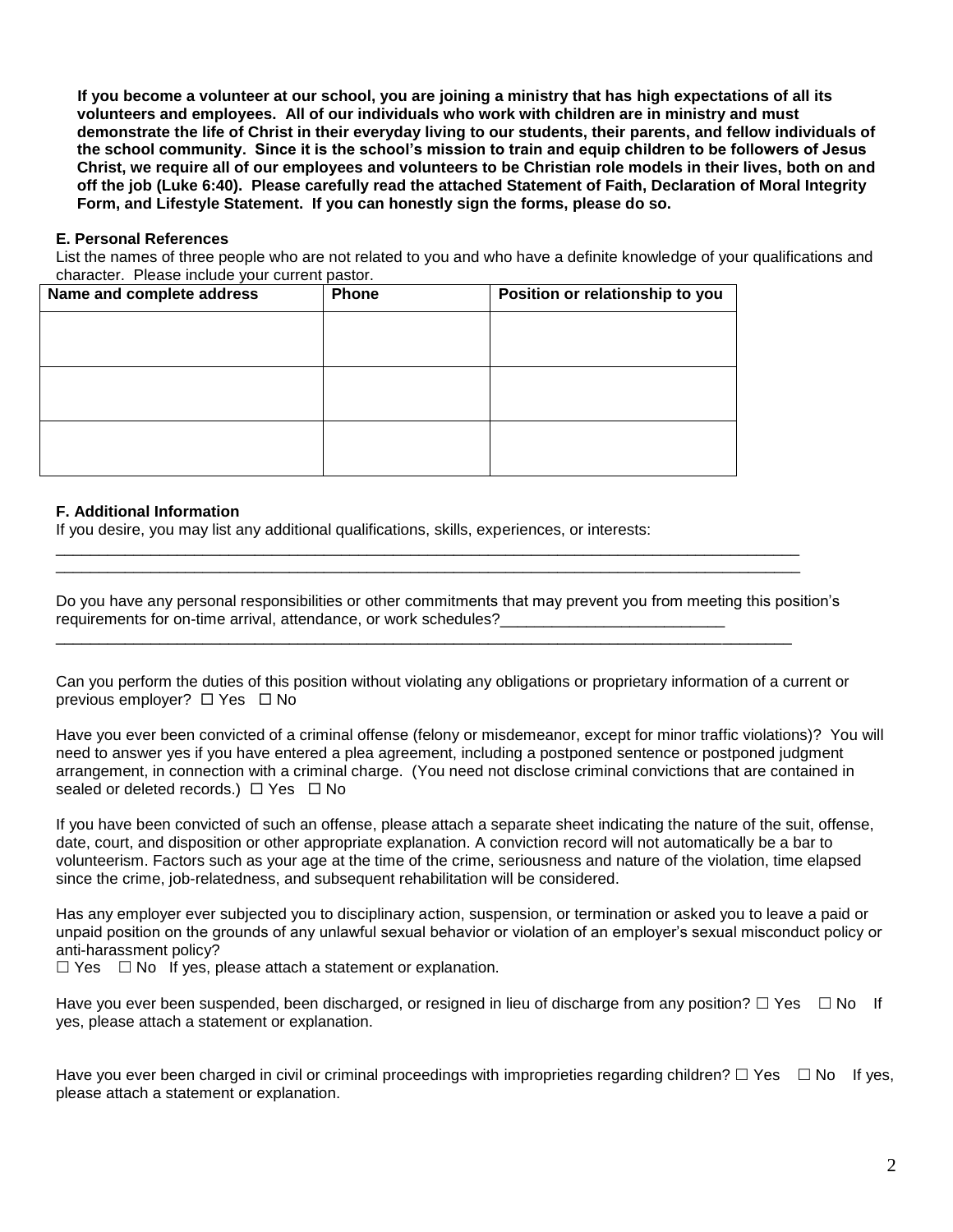**If you become a volunteer at our school, you are joining a ministry that has high expectations of all its volunteers and employees. All of our individuals who work with children are in ministry and must demonstrate the life of Christ in their everyday living to our students, their parents, and fellow individuals of the school community. Since it is the school's mission to train and equip children to be followers of Jesus Christ, we require all of our employees and volunteers to be Christian role models in their lives, both on and off the job (Luke 6:40). Please carefully read the attached Statement of Faith, Declaration of Moral Integrity Form, and Lifestyle Statement. If you can honestly sign the forms, please do so.**

**E. Personal References**

List the names of three people who are not related to you and who have a definite knowledge of your qualifications and character. Please include your current pastor.

| Name and complete address | Phone | Position or relationship to you |
|---|---|---|
| | | |
| | | |
| | | |

**F. Additional Information**

If you desire, you may list any additional qualifications, skills, experiences, or interests:

______________________________________________________________________________________
______________________________________________________________________________________

Do you have any personal responsibilities or other commitments that may prevent you from meeting this position's requirements for on-time arrival, attendance, or work schedules?__________________________
______________________________________________________________________________________

Can you perform the duties of this position without violating any obligations or proprietary information of a current or previous employer? ☐ Yes ☐ No

Have you ever been convicted of a criminal offense (felony or misdemeanor, except for minor traffic violations)? You will need to answer yes if you have entered a plea agreement, including a postponed sentence or postponed judgment arrangement, in connection with a criminal charge. (You need not disclose criminal convictions that are contained in sealed or deleted records.) ☐ Yes ☐ No

If you have been convicted of such an offense, please attach a separate sheet indicating the nature of the suit, offense, date, court, and disposition or other appropriate explanation. A conviction record will not automatically be a bar to volunteerism. Factors such as your age at the time of the crime, seriousness and nature of the violation, time elapsed since the crime, job-relatedness, and subsequent rehabilitation will be considered.

Has any employer ever subjected you to disciplinary action, suspension, or termination or asked you to leave a paid or unpaid position on the grounds of any unlawful sexual behavior or violation of an employer's sexual misconduct policy or anti-harassment policy?
☐ Yes ☐ No If yes, please attach a statement or explanation.

Have you ever been suspended, been discharged, or resigned in lieu of discharge from any position? ☐ Yes ☐ No If yes, please attach a statement or explanation.

Have you ever been charged in civil or criminal proceedings with improprieties regarding children? ☐ Yes ☐ No If yes, please attach a statement or explanation.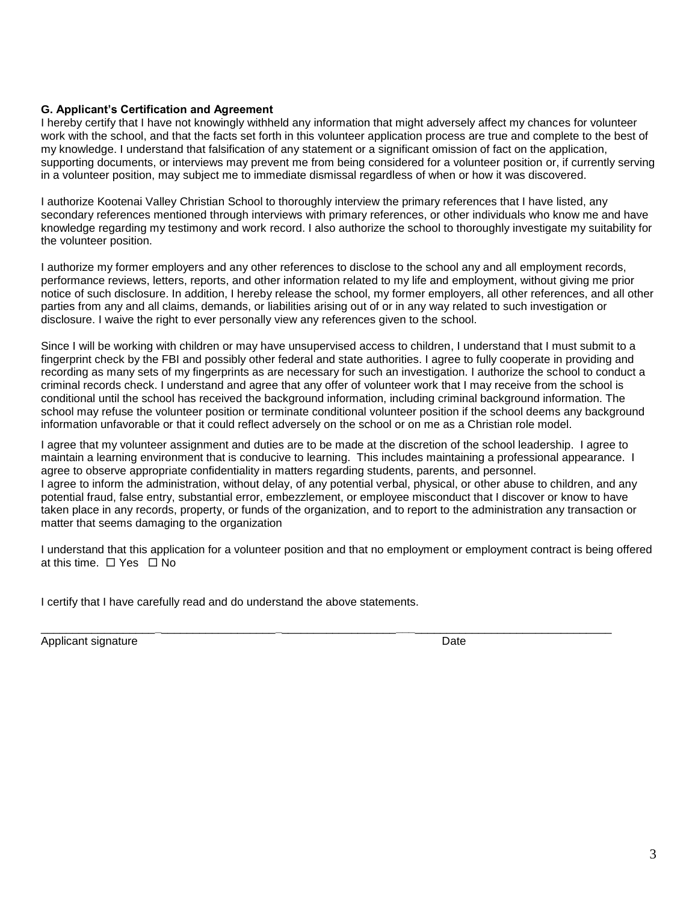**G. Applicant's Certification and Agreement**

I hereby certify that I have not knowingly withheld any information that might adversely affect my chances for volunteer work with the school, and that the facts set forth in this volunteer application process are true and complete to the best of my knowledge. I understand that falsification of any statement or a significant omission of fact on the application, supporting documents, or interviews may prevent me from being considered for a volunteer position or, if currently serving in a volunteer position, may subject me to immediate dismissal regardless of when or how it was discovered.

I authorize Kootenai Valley Christian School to thoroughly interview the primary references that I have listed, any secondary references mentioned through interviews with primary references, or other individuals who know me and have knowledge regarding my testimony and work record. I also authorize the school to thoroughly investigate my suitability for the volunteer position.

I authorize my former employers and any other references to disclose to the school any and all employment records, performance reviews, letters, reports, and other information related to my life and employment, without giving me prior notice of such disclosure. In addition, I hereby release the school, my former employers, all other references, and all other parties from any and all claims, demands, or liabilities arising out of or in any way related to such investigation or disclosure. I waive the right to ever personally view any references given to the school.

Since I will be working with children or may have unsupervised access to children, I understand that I must submit to a fingerprint check by the FBI and possibly other federal and state authorities. I agree to fully cooperate in providing and recording as many sets of my fingerprints as are necessary for such an investigation. I authorize the school to conduct a criminal records check. I understand and agree that any offer of volunteer work that I may receive from the school is conditional until the school has received the background information, including criminal background information. The school may refuse the volunteer position or terminate conditional volunteer position if the school deems any background information unfavorable or that it could reflect adversely on the school or on me as a Christian role model.

I agree that my volunteer assignment and duties are to be made at the discretion of the school leadership. I agree to maintain a learning environment that is conducive to learning. This includes maintaining a professional appearance. I agree to observe appropriate confidentiality in matters regarding students, parents, and personnel.
I agree to inform the administration, without delay, of any potential verbal, physical, or other abuse to children, and any potential fraud, false entry, substantial error, embezzlement, or employee misconduct that I discover or know to have taken place in any records, property, or funds of the organization, and to report to the administration any transaction or matter that seems damaging to the organization

I understand that this application for a volunteer position and that no employment or employment contract is being offered at this time. ☐ Yes ☐ No

I certify that I have carefully read and do understand the above statements.

_______________________________________________________________________________________

Applicant signature                                                                                                   Date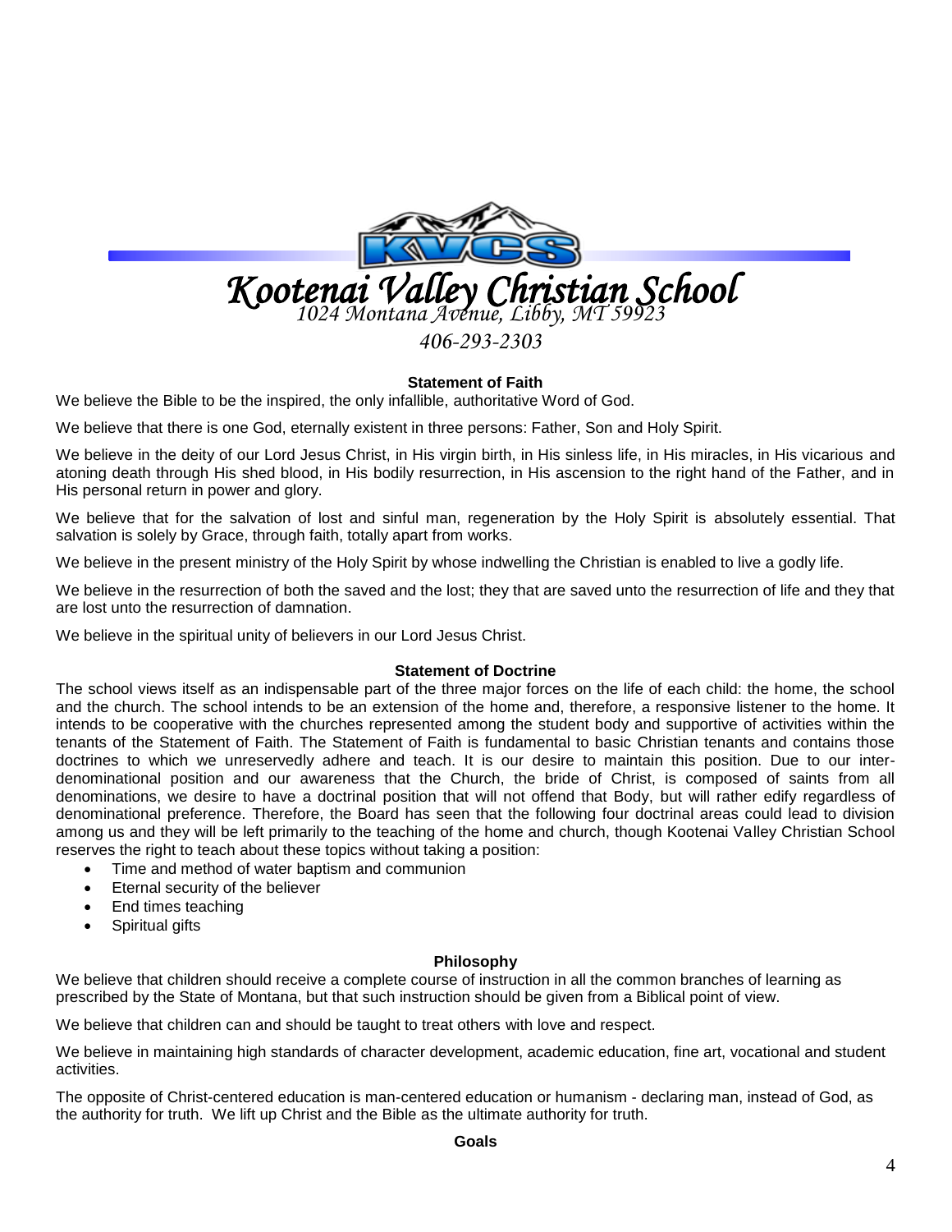# Kootenai Valley Christian School

*1024 Montana Avenue, Libby, MT 59923*

*406-293-2303*

## Statement of Faith

We believe the Bible to be the inspired, the only infallible, authoritative Word of God.

We believe that there is one God, eternally existent in three persons: Father, Son and Holy Spirit.

We believe in the deity of our Lord Jesus Christ, in His virgin birth, in His sinless life, in His miracles, in His vicarious and atoning death through His shed blood, in His bodily resurrection, in His ascension to the right hand of the Father, and in His personal return in power and glory.

We believe that for the salvation of lost and sinful man, regeneration by the Holy Spirit is absolutely essential. That salvation is solely by Grace, through faith, totally apart from works.

We believe in the present ministry of the Holy Spirit by whose indwelling the Christian is enabled to live a godly life.

We believe in the resurrection of both the saved and the lost; they that are saved unto the resurrection of life and they that are lost unto the resurrection of damnation.

We believe in the spiritual unity of believers in our Lord Jesus Christ.

## Statement of Doctrine

The school views itself as an indispensable part of the three major forces on the life of each child: the home, the school and the church. The school intends to be an extension of the home and, therefore, a responsive listener to the home. It intends to be cooperative with the churches represented among the student body and supportive of activities within the tenants of the Statement of Faith. The Statement of Faith is fundamental to basic Christian tenants and contains those doctrines to which we unreservedly adhere and teach. It is our desire to maintain this position. Due to our inter-denominational position and our awareness that the Church, the bride of Christ, is composed of saints from all denominations, we desire to have a doctrinal position that will not offend that Body, but will rather edify regardless of denominational preference. Therefore, the Board has seen that the following four doctrinal areas could lead to division among us and they will be left primarily to the teaching of the home and church, though Kootenai Valley Christian School reserves the right to teach about these topics without taking a position:

- Time and method of water baptism and communion
- Eternal security of the believer
- End times teaching
- Spiritual gifts

## Philosophy

We believe that children should receive a complete course of instruction in all the common branches of learning as prescribed by the State of Montana, but that such instruction should be given from a Biblical point of view.

We believe that children can and should be taught to treat others with love and respect.

We believe in maintaining high standards of character development, academic education, fine art, vocational and student activities.

The opposite of Christ-centered education is man-centered education or humanism - declaring man, instead of God, as the authority for truth. We lift up Christ and the Bible as the ultimate authority for truth.

## Goals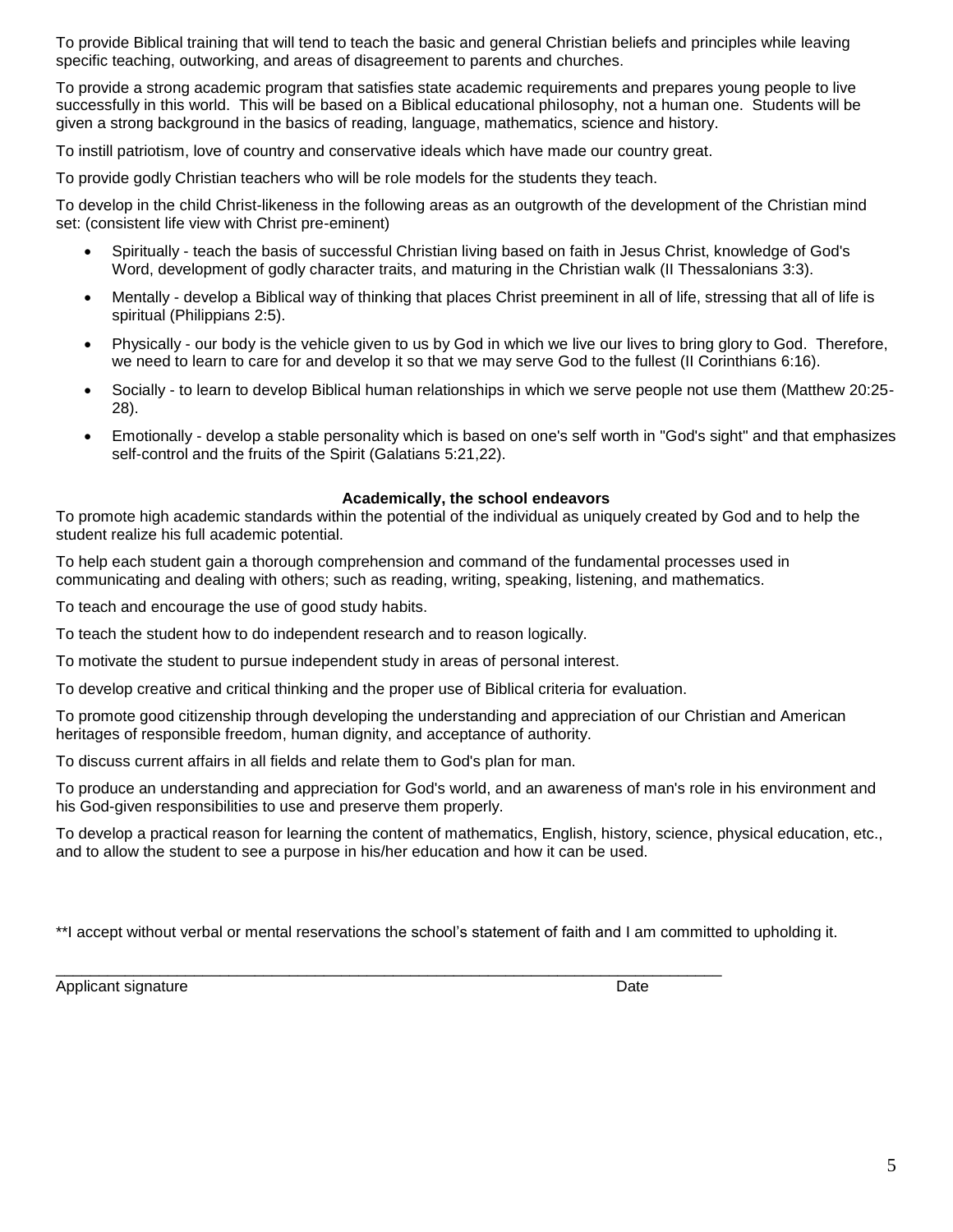To provide Biblical training that will tend to teach the basic and general Christian beliefs and principles while leaving specific teaching, outworking, and areas of disagreement to parents and churches.

To provide a strong academic program that satisfies state academic requirements and prepares young people to live successfully in this world. This will be based on a Biblical educational philosophy, not a human one. Students will be given a strong background in the basics of reading, language, mathematics, science and history.

To instill patriotism, love of country and conservative ideals which have made our country great.

To provide godly Christian teachers who will be role models for the students they teach.

To develop in the child Christ-likeness in the following areas as an outgrowth of the development of the Christian mind set: (consistent life view with Christ pre-eminent)

- Spiritually - teach the basis of successful Christian living based on faith in Jesus Christ, knowledge of God's Word, development of godly character traits, and maturing in the Christian walk (II Thessalonians 3:3).
- Mentally - develop a Biblical way of thinking that places Christ preeminent in all of life, stressing that all of life is spiritual (Philippians 2:5).
- Physically - our body is the vehicle given to us by God in which we live our lives to bring glory to God. Therefore, we need to learn to care for and develop it so that we may serve God to the fullest (II Corinthians 6:16).
- Socially - to learn to develop Biblical human relationships in which we serve people not use them (Matthew 20:25-28).
- Emotionally - develop a stable personality which is based on one's self worth in "God's sight" and that emphasizes self-control and the fruits of the Spirit (Galatians 5:21,22).

**Academically, the school endeavors**

To promote high academic standards within the potential of the individual as uniquely created by God and to help the student realize his full academic potential.

To help each student gain a thorough comprehension and command of the fundamental processes used in communicating and dealing with others; such as reading, writing, speaking, listening, and mathematics.

To teach and encourage the use of good study habits.

To teach the student how to do independent research and to reason logically.

To motivate the student to pursue independent study in areas of personal interest.

To develop creative and critical thinking and the proper use of Biblical criteria for evaluation.

To promote good citizenship through developing the understanding and appreciation of our Christian and American heritages of responsible freedom, human dignity, and acceptance of authority.

To discuss current affairs in all fields and relate them to God's plan for man.

To produce an understanding and appreciation for God's world, and an awareness of man's role in his environment and his God-given responsibilities to use and preserve them properly.

To develop a practical reason for learning the content of mathematics, English, history, science, physical education, etc., and to allow the student to see a purpose in his/her education and how it can be used.

**I accept without verbal or mental reservations the school's statement of faith and I am committed to upholding it.

_______________________________________________________________________________

Applicant signature Date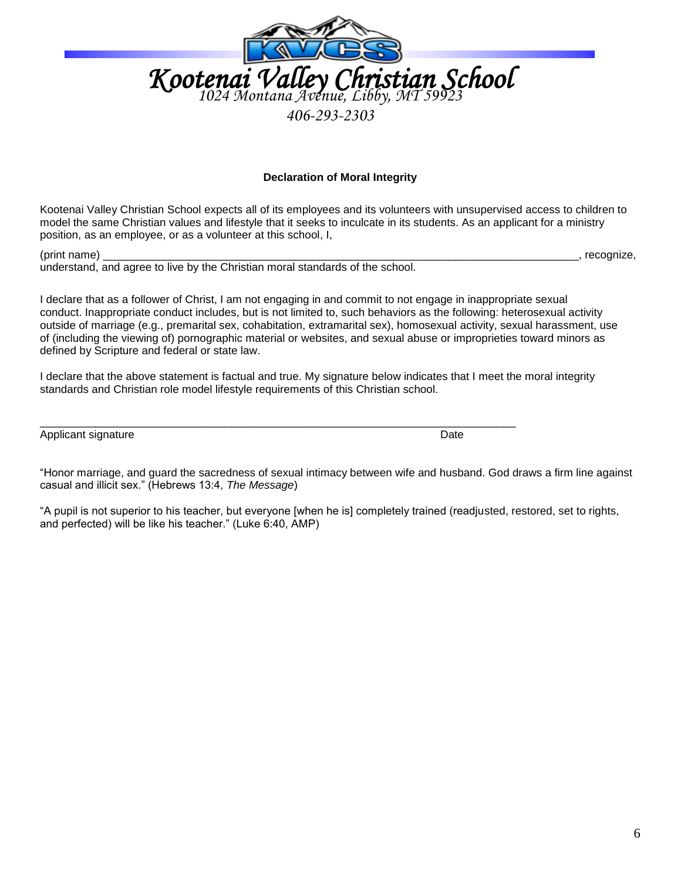# Kootenai Valley Christian School

*1024 Montana Avenue, Libby, MT 59923*

*406-293-2303*

**Declaration of Moral Integrity**

Kootenai Valley Christian School expects all of its employees and its volunteers with unsupervised access to children to model the same Christian values and lifestyle that it seeks to inculcate in its students. As an applicant for a ministry position, as an employee, or as a volunteer at this school, I,

(print name) ______________________________________________________________________________, recognize, understand, and agree to live by the Christian moral standards of the school.

I declare that as a follower of Christ, I am not engaging in and commit to not engage in inappropriate sexual conduct. Inappropriate conduct includes, but is not limited to, such behaviors as the following: heterosexual activity outside of marriage (e.g., premarital sex, cohabitation, extramarital sex), homosexual activity, sexual harassment, use of (including the viewing of) pornographic material or websites, and sexual abuse or improprieties toward minors as defined by Scripture and federal or state law.

I declare that the above statement is factual and true. My signature below indicates that I meet the moral integrity standards and Christian role model lifestyle requirements of this Christian school.

______________________________________________________________________________

Applicant signature                                                                                    Date

"Honor marriage, and guard the sacredness of sexual intimacy between wife and husband. God draws a firm line against casual and illicit sex." (Hebrews 13:4, *The Message*)

"A pupil is not superior to his teacher, but everyone [when he is] completely trained (readjusted, restored, set to rights, and perfected) will be like his teacher." (Luke 6:40, AMP)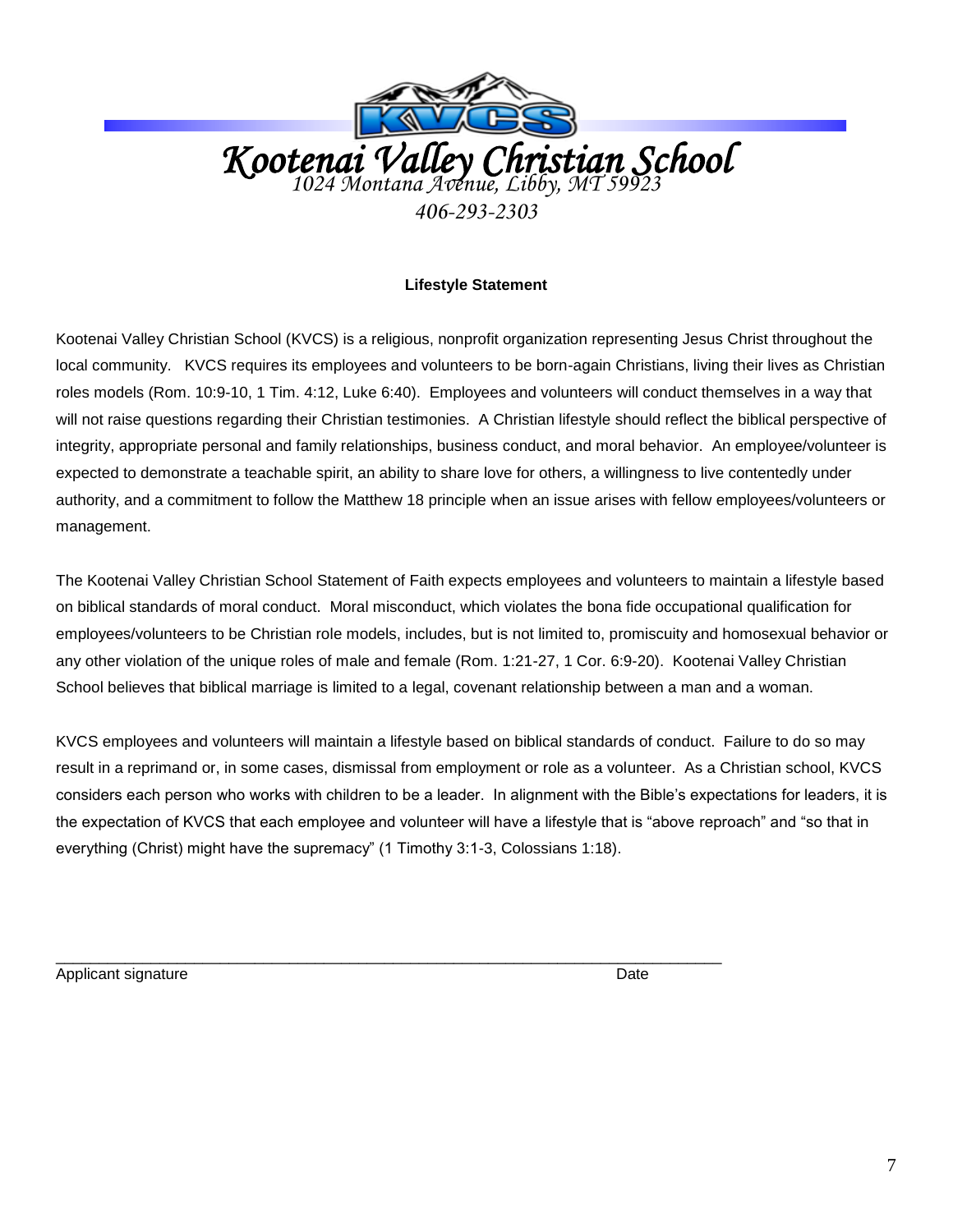# Kootenai Valley Christian School

*1024 Montana Avenue, Libby, MT 59923*

*406-293-2303*

**Lifestyle Statement**

Kootenai Valley Christian School (KVCS) is a religious, nonprofit organization representing Jesus Christ throughout the local community. KVCS requires its employees and volunteers to be born-again Christians, living their lives as Christian roles models (Rom. 10:9-10, 1 Tim. 4:12, Luke 6:40). Employees and volunteers will conduct themselves in a way that will not raise questions regarding their Christian testimonies. A Christian lifestyle should reflect the biblical perspective of integrity, appropriate personal and family relationships, business conduct, and moral behavior. An employee/volunteer is expected to demonstrate a teachable spirit, an ability to share love for others, a willingness to live contentedly under authority, and a commitment to follow the Matthew 18 principle when an issue arises with fellow employees/volunteers or management.

The Kootenai Valley Christian School Statement of Faith expects employees and volunteers to maintain a lifestyle based on biblical standards of moral conduct. Moral misconduct, which violates the bona fide occupational qualification for employees/volunteers to be Christian role models, includes, but is not limited to, promiscuity and homosexual behavior or any other violation of the unique roles of male and female (Rom. 1:21-27, 1 Cor. 6:9-20). Kootenai Valley Christian School believes that biblical marriage is limited to a legal, covenant relationship between a man and a woman.

KVCS employees and volunteers will maintain a lifestyle based on biblical standards of conduct. Failure to do so may result in a reprimand or, in some cases, dismissal from employment or role as a volunteer. As a Christian school, KVCS considers each person who works with children to be a leader. In alignment with the Bible's expectations for leaders, it is the expectation of KVCS that each employee and volunteer will have a lifestyle that is "above reproach" and "so that in everything (Christ) might have the supremacy" (1 Timothy 3:1-3, Colossians 1:18).

_______________________________________________________________________________

Applicant signature                                                                                                    Date